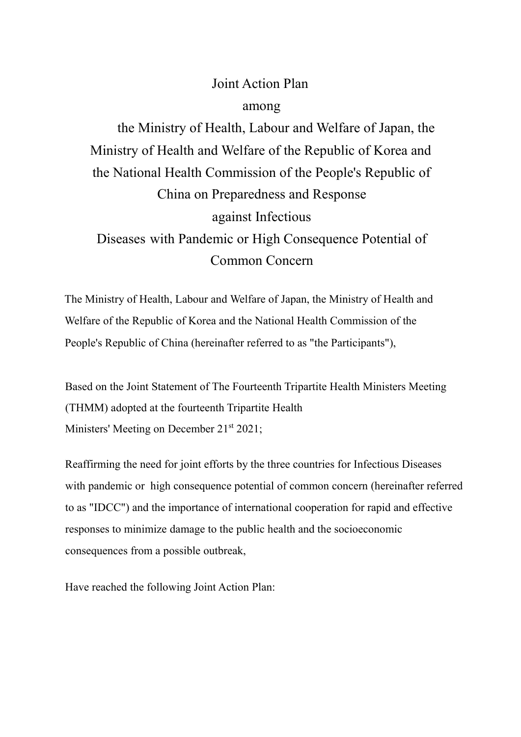# Joint Action Plan among the Ministry of Health, Labour and Welfare of Japan, the Ministry of Health and Welfare of the Republic of Korea and the National Health Commission of the People's Republic of China on Preparedness and Response against Infectious Diseases with Pandemic or High Consequence Potential of Common Concern

The Ministry of Health, Labour and Welfare of Japan, the Ministry of Health and Welfare of the Republic of Korea and the National Health Commission of the People's Republic of China (hereinafter referred to as "the Participants"),

Based on the Joint Statement of The Fourteenth Tripartite Health Ministers Meeting (THMM) adopted at the fourteenth Tripartite Health Ministers' Meeting on December 21st 2021;

Reaffirming the need for joint efforts by the three countries for Infectious Diseases with pandemic or high consequence potential of common concern (hereinafter referred to as "IDCC") and the importance of international cooperation for rapid and effective responses to minimize damage to the public health and the socioeconomic consequences from a possible outbreak,

Have reached the following Joint Action Plan: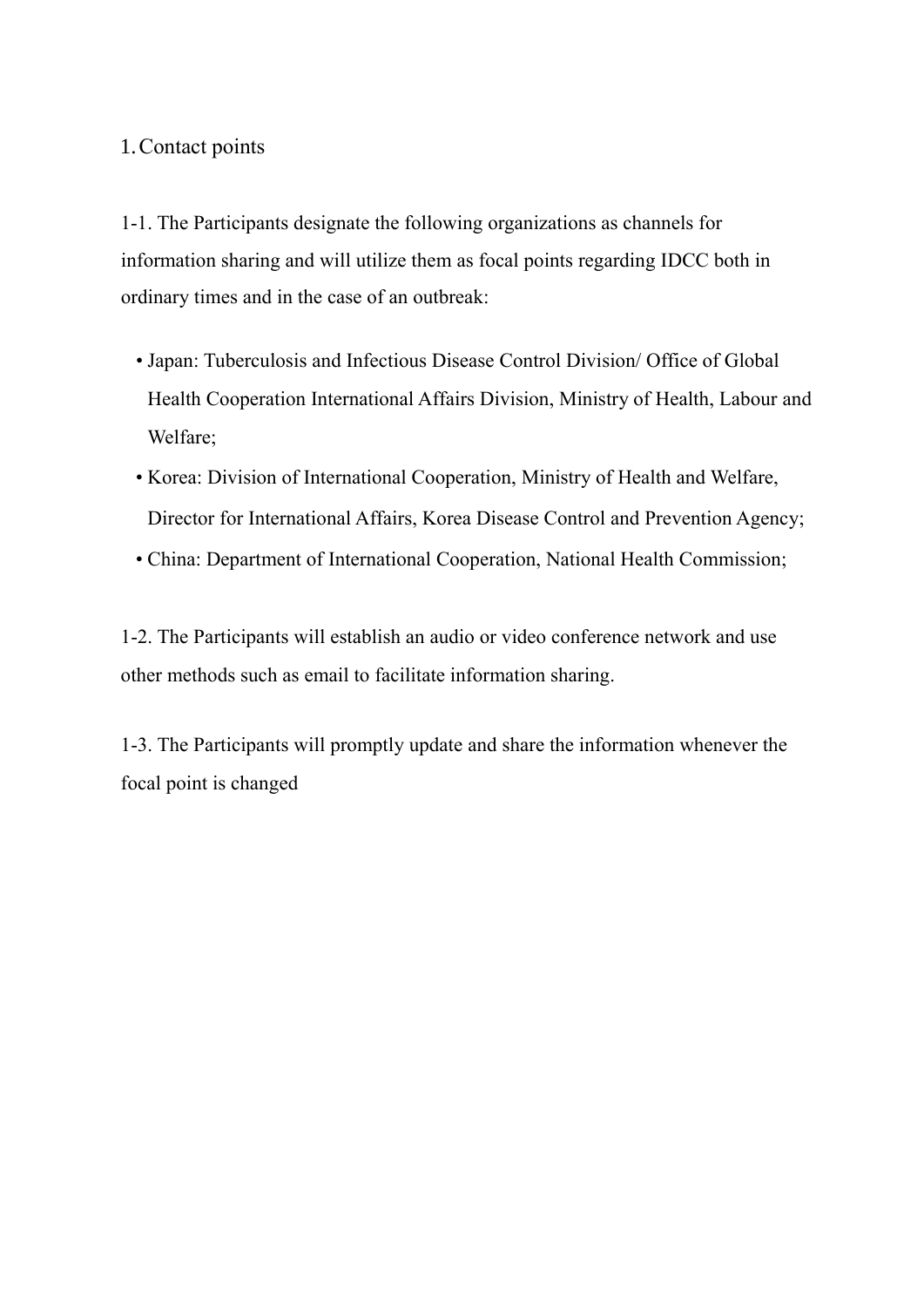## 1. Contact points

1-1. The Participants designate the following organizations as channels for information sharing and will utilize them as focal points regarding IDCC both in ordinary times and in the case of an outbreak:

- Japan: Tuberculosis and Infectious Disease Control Division/ Office of Global Health Cooperation International Affairs Division, Ministry of Health, Labour and Welfare;
- Korea: Division of International Cooperation, Ministry of Health and Welfare, Director for International Affairs, Korea Disease Control and Prevention Agency;
- China: Department of International Cooperation, National Health Commission;

1-2. The Participants will establish an audio or video conference network and use other methods such as email to facilitate information sharing.

1-3. The Participants will promptly update and share the information whenever the focal point is changed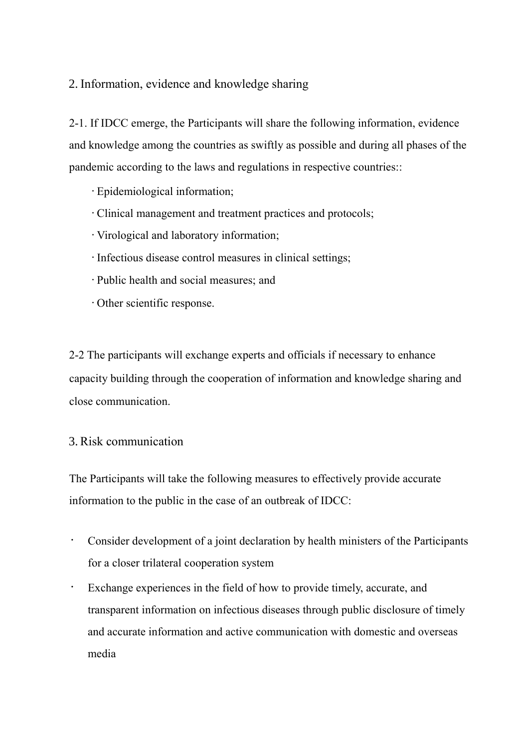## 2. Information, evidence and knowledge sharing

2-1. If IDCC emerge, the Participants will share the following information, evidence and knowledge among the countries as swiftly as possible and during all phases of the pandemic according to the laws and regulations in respective countries::

- Epidemiological information;
- Clinical management and treatment practices and protocols;
- Virological and laboratory information;
- Infectious disease control measures in clinical settings;
- Public health and social measures; and
- Other scientific response.

2-2 The participants will exchange experts and officials if necessary to enhance capacity building through the cooperation of information and knowledge sharing and close communication.

## 3. Risk communication

The Participants will take the following measures to effectively provide accurate information to the public in the case of an outbreak of IDCC:

- Consider development of a joint declaration by health ministers of the Participants for a closer trilateral cooperation system
- Exchange experiences in the field of how to provide timely, accurate, and transparent information on infectious diseases through public disclosure of timely and accurate information and active communication with domestic and overseas media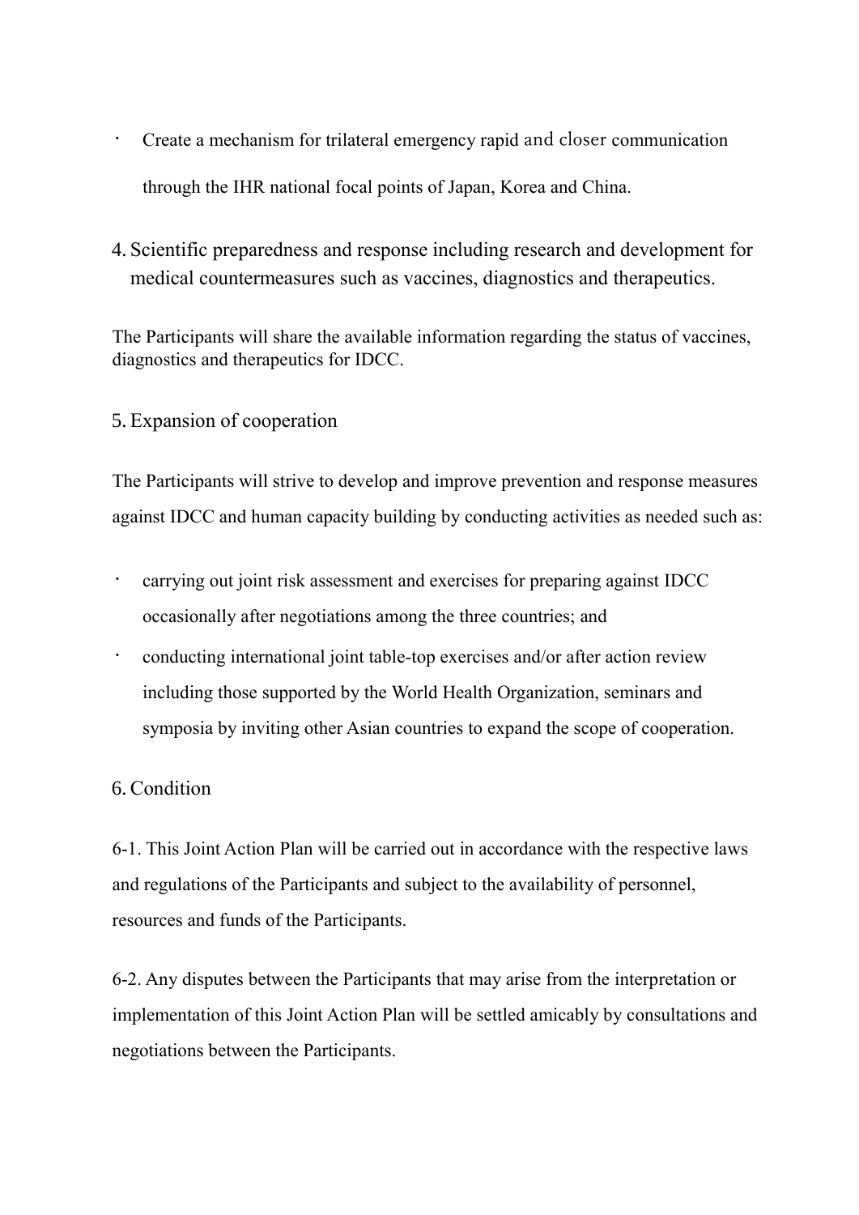- Create a mechanism for trilateral emergency rapid and closer communication through the IHR national focal points of Japan, Korea and China.

4. Scientific preparedness and response including research and development for medical countermeasures such as vaccines, diagnostics and therapeutics.

The Participants will share the available information regarding the status of vaccines, diagnostics and therapeutics for IDCC.

5. Expansion of cooperation

The Participants will strive to develop and improve prevention and response measures against IDCC and human capacity building by conducting activities as needed such as:

- carrying out joint risk assessment and exercises for preparing against IDCC occasionally after negotiations among the three countries; and
- conducting international joint table-top exercises and/or after action review including those supported by the World Health Organization, seminars and symposia by inviting other Asian countries to expand the scope of cooperation.

6. Condition

6-1. This Joint Action Plan will be carried out in accordance with the respective laws and regulations of the Participants and subject to the availability of personnel, resources and funds of the Participants.

6-2. Any disputes between the Participants that may arise from the interpretation or implementation of this Joint Action Plan will be settled amicably by consultations and negotiations between the Participants.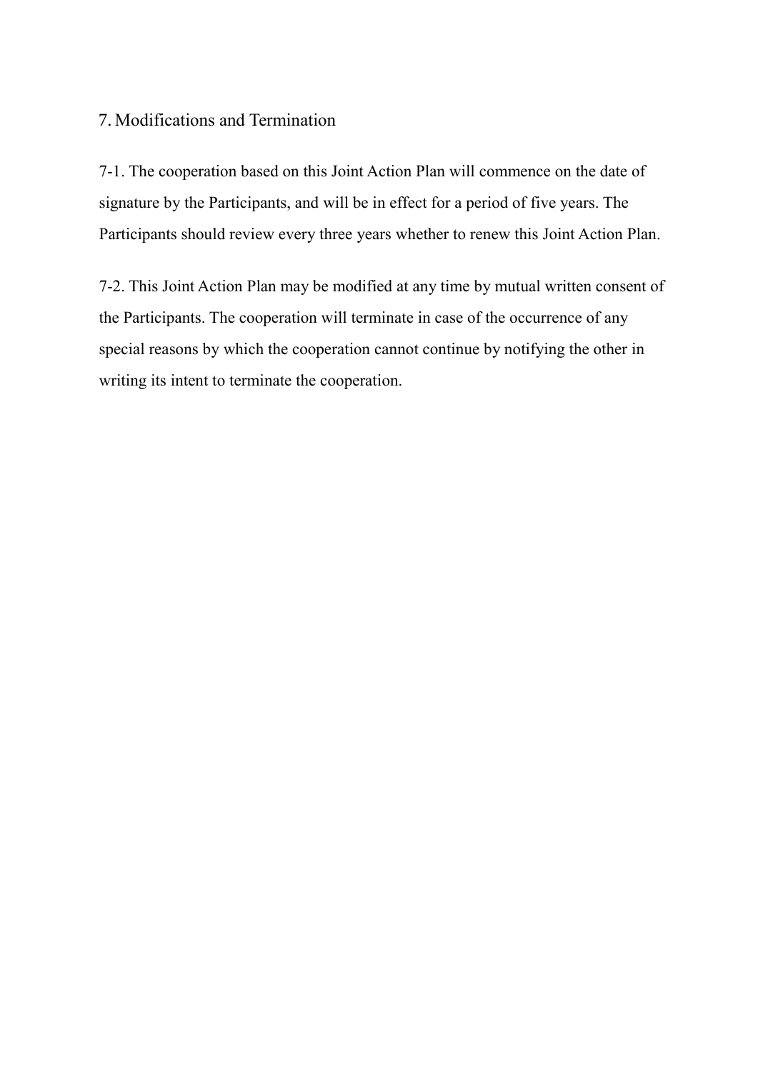## 7. Modifications and Termination

7-1. The cooperation based on this Joint Action Plan will commence on the date of signature by the Participants, and will be in effect for a period of five years. The Participants should review every three years whether to renew this Joint Action Plan.

7-2. This Joint Action Plan may be modified at any time by mutual written consent of the Participants. The cooperation will terminate in case of the occurrence of any special reasons by which the cooperation cannot continue by notifying the other in writing its intent to terminate the cooperation.